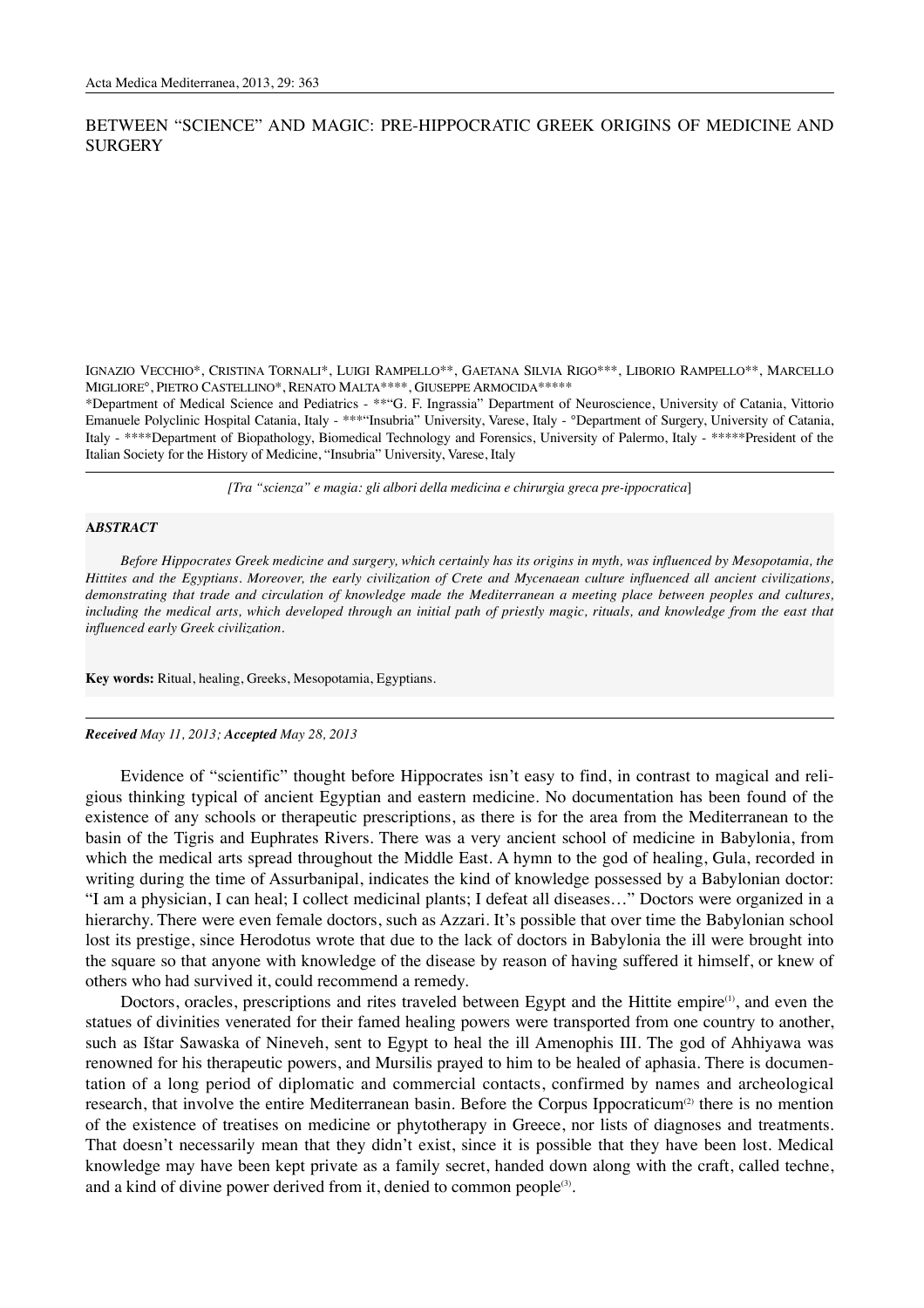# BETWEEN "SCIENCE" AND MAGIC: PRE-HIPPOCRATIC GREEK ORIGINS OF MEDICINE AND SURGERY

IGNAZIO VECCHIO*, CRISTINA TORNALI*, LUIGI RAMPELLO**, GAETANA SILVIA RIGO***, LIBORIO RAMPELLO**, MARCELLO MIGLIORE°, PIETRO CASTELLINO*, RENATO MALTA****, GIUSEPPE ARMOCIDA*****

*Department of Medical Science and Pediatrics - **"G. F. Ingrassia" Department of Neuroscience, University of Catania, Vittorio Emanuele Polyclinic Hospital Catania, Italy - ***"Insubria" University, Varese, Italy - °Department of Surgery, University of Catania, Italy - ****Department of Biopathology, Biomedical Technology and Forensics, University of Palermo, Italy - *****President of the Italian Society for the History of Medicine, "Insubria" University, Varese, Italy

*[Tra "scienza" e magia: gli albori della medicina e chirurgia greca pre-ippocratica]*

**ABSTRACT**

*Before Hippocrates Greek medicine and surgery, which certainly has its origins in myth, was influenced by Mesopotamia, the Hittites and the Egyptians. Moreover, the early civilization of Crete and Mycenaean culture influenced all ancient civilizations, demonstrating that trade and circulation of knowledge made the Mediterranean a meeting place between peoples and cultures, including the medical arts, which developed through an initial path of priestly magic, rituals, and knowledge from the east that influenced early Greek civilization.*

**Key words:** Ritual, healing, Greeks, Mesopotamia, Egyptians.

***Received*** *May 11, 2013;* ***Accepted*** *May 28, 2013*

Evidence of "scientific" thought before Hippocrates isn't easy to find, in contrast to magical and religious thinking typical of ancient Egyptian and eastern medicine. No documentation has been found of the existence of any schools or therapeutic prescriptions, as there is for the area from the Mediterranean to the basin of the Tigris and Euphrates Rivers. There was a very ancient school of medicine in Babylonia, from which the medical arts spread throughout the Middle East. A hymn to the god of healing, Gula, recorded in writing during the time of Assurbanipal, indicates the kind of knowledge possessed by a Babylonian doctor: "I am a physician, I can heal; I collect medicinal plants; I defeat all diseases…" Doctors were organized in a hierarchy. There were even female doctors, such as Azzari. It's possible that over time the Babylonian school lost its prestige, since Herodotus wrote that due to the lack of doctors in Babylonia the ill were brought into the square so that anyone with knowledge of the disease by reason of having suffered it himself, or knew of others who had survived it, could recommend a remedy.

Doctors, oracles, prescriptions and rites traveled between Egypt and the Hittite empire[1], and even the statues of divinities venerated for their famed healing powers were transported from one country to another, such as Ištar Sawaska of Nineveh, sent to Egypt to heal the ill Amenophis III. The god of Ahhiyawa was renowned for his therapeutic powers, and Mursilis prayed to him to be healed of aphasia. There is documentation of a long period of diplomatic and commercial contacts, confirmed by names and archeological research, that involve the entire Mediterranean basin. Before the Corpus Ippocraticum[2] there is no mention of the existence of treatises on medicine or phytotherapy in Greece, nor lists of diagnoses and treatments. That doesn't necessarily mean that they didn't exist, since it is possible that they have been lost. Medical knowledge may have been kept private as a family secret, handed down along with the craft, called techne, and a kind of divine power derived from it, denied to common people[3].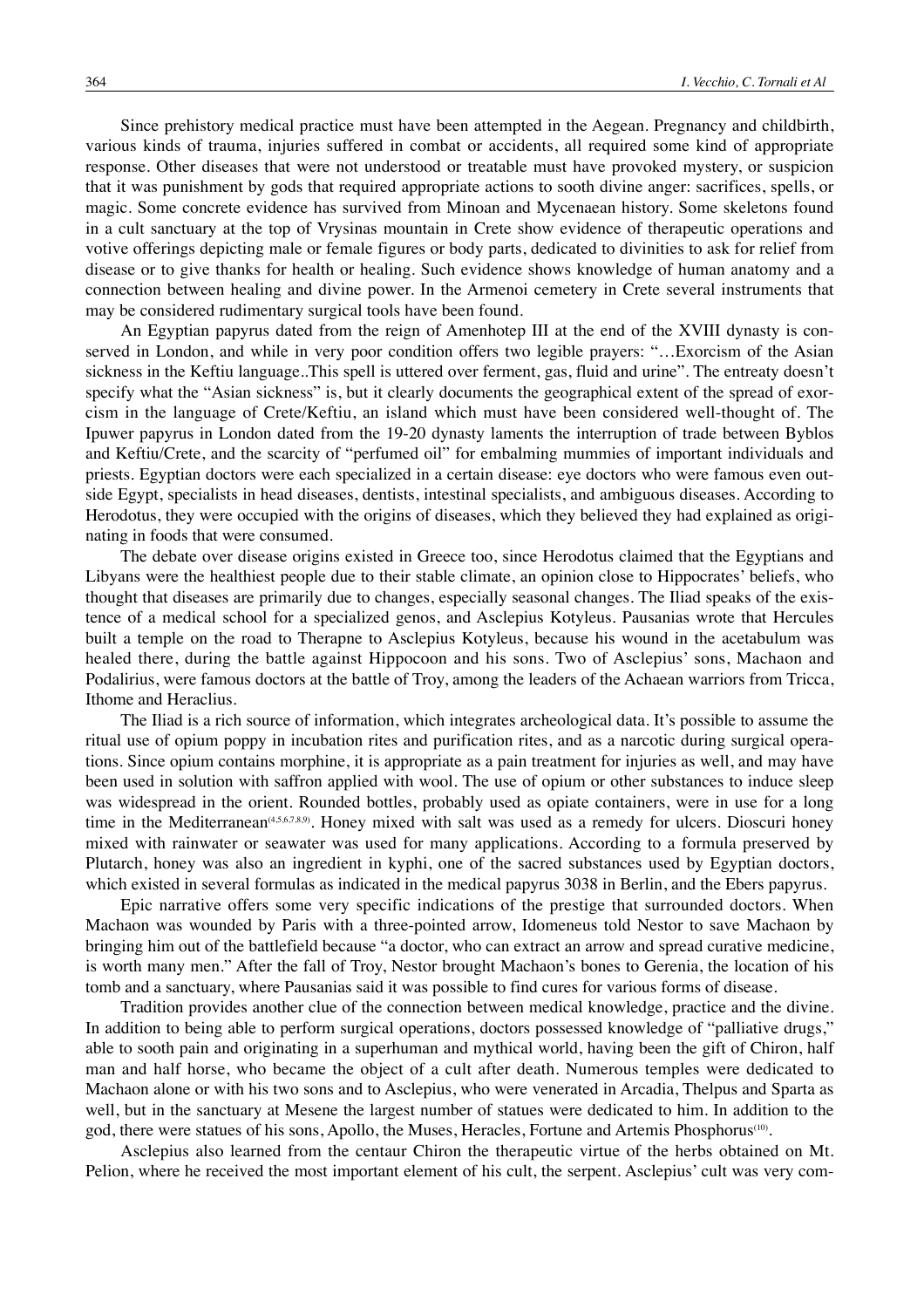Since prehistory medical practice must have been attempted in the Aegean. Pregnancy and childbirth, various kinds of trauma, injuries suffered in combat or accidents, all required some kind of appropriate response. Other diseases that were not understood or treatable must have provoked mystery, or suspicion that it was punishment by gods that required appropriate actions to sooth divine anger: sacrifices, spells, or magic. Some concrete evidence has survived from Minoan and Mycenaean history. Some skeletons found in a cult sanctuary at the top of Vrysinas mountain in Crete show evidence of therapeutic operations and votive offerings depicting male or female figures or body parts, dedicated to divinities to ask for relief from disease or to give thanks for health or healing. Such evidence shows knowledge of human anatomy and a connection between healing and divine power. In the Armenoi cemetery in Crete several instruments that may be considered rudimentary surgical tools have been found.

An Egyptian papyrus dated from the reign of Amenhotep III at the end of the XVIII dynasty is conserved in London, and while in very poor condition offers two legible prayers: "…Exorcism of the Asian sickness in the Keftiu language..This spell is uttered over ferment, gas, fluid and urine". The entreaty doesn't specify what the "Asian sickness" is, but it clearly documents the geographical extent of the spread of exorcism in the language of Crete/Keftiu, an island which must have been considered well-thought of. The Ipuwer papyrus in London dated from the 19-20 dynasty laments the interruption of trade between Byblos and Keftiu/Crete, and the scarcity of "perfumed oil" for embalming mummies of important individuals and priests. Egyptian doctors were each specialized in a certain disease: eye doctors who were famous even outside Egypt, specialists in head diseases, dentists, intestinal specialists, and ambiguous diseases. According to Herodotus, they were occupied with the origins of diseases, which they believed they had explained as originating in foods that were consumed.

The debate over disease origins existed in Greece too, since Herodotus claimed that the Egyptians and Libyans were the healthiest people due to their stable climate, an opinion close to Hippocrates' beliefs, who thought that diseases are primarily due to changes, especially seasonal changes. The Iliad speaks of the existence of a medical school for a specialized genos, and Asclepius Kotyleus. Pausanias wrote that Hercules built a temple on the road to Therapne to Asclepius Kotyleus, because his wound in the acetabulum was healed there, during the battle against Hippocoon and his sons. Two of Asclepius' sons, Machaon and Podalirius, were famous doctors at the battle of Troy, among the leaders of the Achaean warriors from Tricca, Ithome and Heraclius.

The Iliad is a rich source of information, which integrates archeological data. It's possible to assume the ritual use of opium poppy in incubation rites and purification rites, and as a narcotic during surgical operations. Since opium contains morphine, it is appropriate as a pain treatment for injuries as well, and may have been used in solution with saffron applied with wool. The use of opium or other substances to induce sleep was widespread in the orient. Rounded bottles, probably used as opiate containers, were in use for a long time in the Mediterranean[4,5,6,7,8,9]. Honey mixed with salt was used as a remedy for ulcers. Dioscuri honey mixed with rainwater or seawater was used for many applications. According to a formula preserved by Plutarch, honey was also an ingredient in kyphi, one of the sacred substances used by Egyptian doctors, which existed in several formulas as indicated in the medical papyrus 3038 in Berlin, and the Ebers papyrus.

Epic narrative offers some very specific indications of the prestige that surrounded doctors. When Machaon was wounded by Paris with a three-pointed arrow, Idomeneus told Nestor to save Machaon by bringing him out of the battlefield because "a doctor, who can extract an arrow and spread curative medicine, is worth many men." After the fall of Troy, Nestor brought Machaon's bones to Gerenia, the location of his tomb and a sanctuary, where Pausanias said it was possible to find cures for various forms of disease.

Tradition provides another clue of the connection between medical knowledge, practice and the divine. In addition to being able to perform surgical operations, doctors possessed knowledge of "palliative drugs," able to sooth pain and originating in a superhuman and mythical world, having been the gift of Chiron, half man and half horse, who became the object of a cult after death. Numerous temples were dedicated to Machaon alone or with his two sons and to Asclepius, who were venerated in Arcadia, Thelpus and Sparta as well, but in the sanctuary at Mesene the largest number of statues were dedicated to him. In addition to the god, there were statues of his sons, Apollo, the Muses, Heracles, Fortune and Artemis Phosphorus[10].

Asclepius also learned from the centaur Chiron the therapeutic virtue of the herbs obtained on Mt. Pelion, where he received the most important element of his cult, the serpent. Asclepius' cult was very com-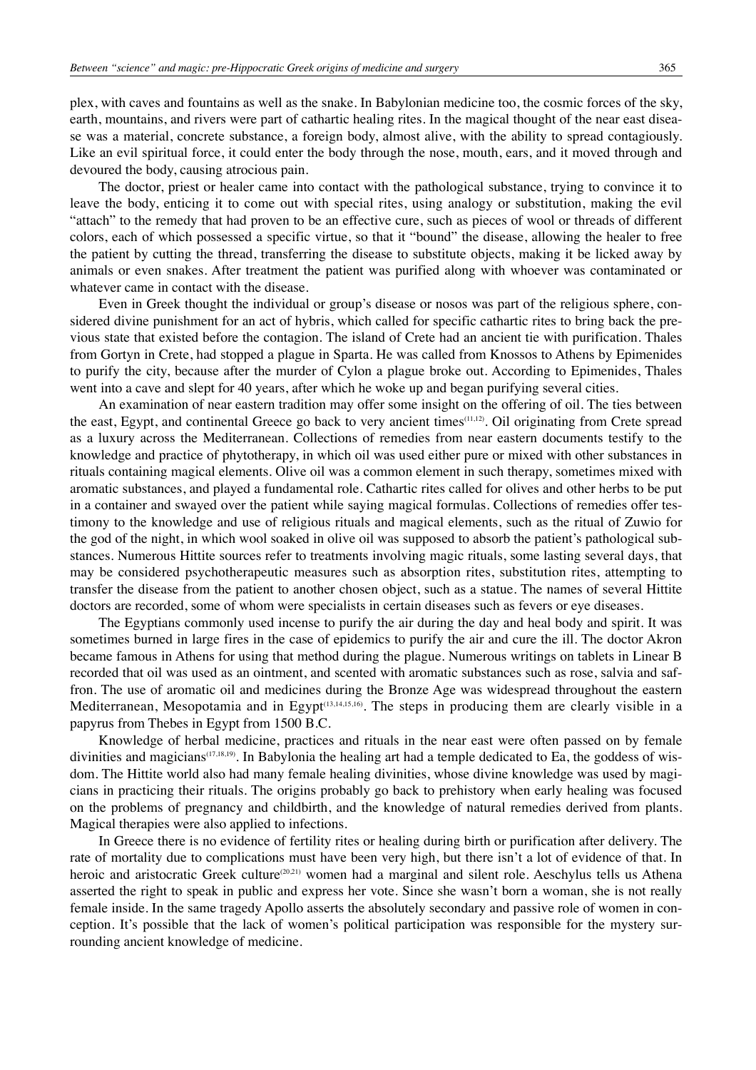plex, with caves and fountains as well as the snake. In Babylonian medicine too, the cosmic forces of the sky, earth, mountains, and rivers were part of cathartic healing rites. In the magical thought of the near east disease was a material, concrete substance, a foreign body, almost alive, with the ability to spread contagiously. Like an evil spiritual force, it could enter the body through the nose, mouth, ears, and it moved through and devoured the body, causing atrocious pain.

The doctor, priest or healer came into contact with the pathological substance, trying to convince it to leave the body, enticing it to come out with special rites, using analogy or substitution, making the evil "attach" to the remedy that had proven to be an effective cure, such as pieces of wool or threads of different colors, each of which possessed a specific virtue, so that it "bound" the disease, allowing the healer to free the patient by cutting the thread, transferring the disease to substitute objects, making it be licked away by animals or even snakes. After treatment the patient was purified along with whoever was contaminated or whatever came in contact with the disease.

Even in Greek thought the individual or group's disease or nosos was part of the religious sphere, considered divine punishment for an act of hybris, which called for specific cathartic rites to bring back the previous state that existed before the contagion. The island of Crete had an ancient tie with purification. Thales from Gortyn in Crete, had stopped a plague in Sparta. He was called from Knossos to Athens by Epimenides to purify the city, because after the murder of Cylon a plague broke out. According to Epimenides, Thales went into a cave and slept for 40 years, after which he woke up and began purifying several cities.

An examination of near eastern tradition may offer some insight on the offering of oil. The ties between the east, Egypt, and continental Greece go back to very ancient times[11,12]. Oil originating from Crete spread as a luxury across the Mediterranean. Collections of remedies from near eastern documents testify to the knowledge and practice of phytotherapy, in which oil was used either pure or mixed with other substances in rituals containing magical elements. Olive oil was a common element in such therapy, sometimes mixed with aromatic substances, and played a fundamental role. Cathartic rites called for olives and other herbs to be put in a container and swayed over the patient while saying magical formulas. Collections of remedies offer testimony to the knowledge and use of religious rituals and magical elements, such as the ritual of Zuwio for the god of the night, in which wool soaked in olive oil was supposed to absorb the patient's pathological substances. Numerous Hittite sources refer to treatments involving magic rituals, some lasting several days, that may be considered psychotherapeutic measures such as absorption rites, substitution rites, attempting to transfer the disease from the patient to another chosen object, such as a statue. The names of several Hittite doctors are recorded, some of whom were specialists in certain diseases such as fevers or eye diseases.

The Egyptians commonly used incense to purify the air during the day and heal body and spirit. It was sometimes burned in large fires in the case of epidemics to purify the air and cure the ill. The doctor Akron became famous in Athens for using that method during the plague. Numerous writings on tablets in Linear B recorded that oil was used as an ointment, and scented with aromatic substances such as rose, salvia and saffron. The use of aromatic oil and medicines during the Bronze Age was widespread throughout the eastern Mediterranean, Mesopotamia and in Egypt[13,14,15,16]. The steps in producing them are clearly visible in a papyrus from Thebes in Egypt from 1500 B.C.

Knowledge of herbal medicine, practices and rituals in the near east were often passed on by female divinities and magicians[17,18,19]. In Babylonia the healing art had a temple dedicated to Ea, the goddess of wisdom. The Hittite world also had many female healing divinities, whose divine knowledge was used by magicians in practicing their rituals. The origins probably go back to prehistory when early healing was focused on the problems of pregnancy and childbirth, and the knowledge of natural remedies derived from plants. Magical therapies were also applied to infections.

In Greece there is no evidence of fertility rites or healing during birth or purification after delivery. The rate of mortality due to complications must have been very high, but there isn't a lot of evidence of that. In heroic and aristocratic Greek culture[20,21] women had a marginal and silent role. Aeschylus tells us Athena asserted the right to speak in public and express her vote. Since she wasn't born a woman, she is not really female inside. In the same tragedy Apollo asserts the absolutely secondary and passive role of women in conception. It's possible that the lack of women's political participation was responsible for the mystery surrounding ancient knowledge of medicine.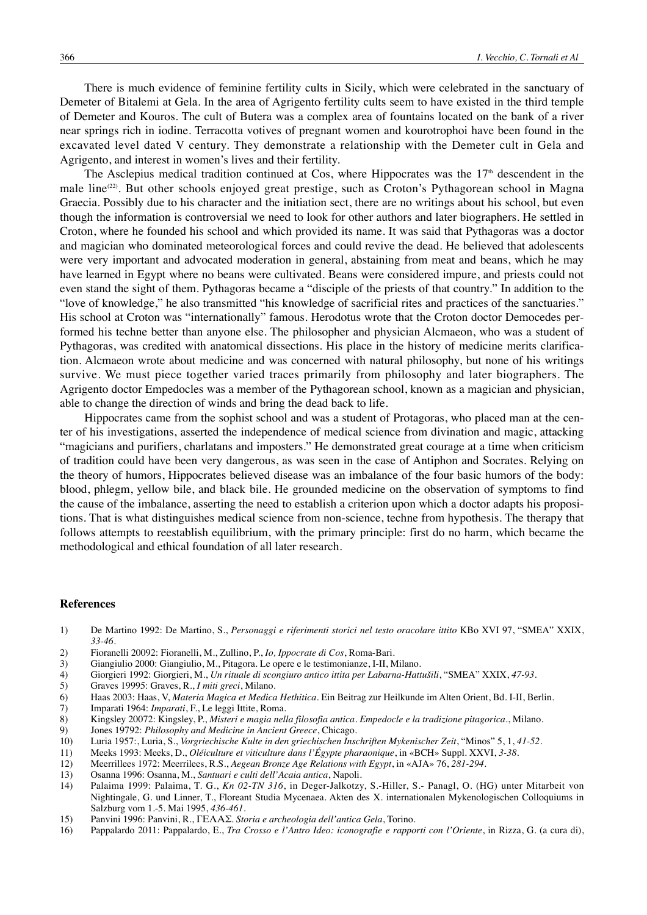There is much evidence of feminine fertility cults in Sicily, which were celebrated in the sanctuary of Demeter of Bitalemi at Gela. In the area of Agrigento fertility cults seem to have existed in the third temple of Demeter and Kouros. The cult of Butera was a complex area of fountains located on the bank of a river near springs rich in iodine. Terracotta votives of pregnant women and kourotrophoi have been found in the excavated level dated V century. They demonstrate a relationship with the Demeter cult in Gela and Agrigento, and interest in women's lives and their fertility.

The Asclepius medical tradition continued at Cos, where Hippocrates was the 17th descendent in the male line[22]. But other schools enjoyed great prestige, such as Croton's Pythagorean school in Magna Graecia. Possibly due to his character and the initiation sect, there are no writings about his school, but even though the information is controversial we need to look for other authors and later biographers. He settled in Croton, where he founded his school and which provided its name. It was said that Pythagoras was a doctor and magician who dominated meteorological forces and could revive the dead. He believed that adolescents were very important and advocated moderation in general, abstaining from meat and beans, which he may have learned in Egypt where no beans were cultivated. Beans were considered impure, and priests could not even stand the sight of them. Pythagoras became a "disciple of the priests of that country." In addition to the "love of knowledge," he also transmitted "his knowledge of sacrificial rites and practices of the sanctuaries." His school at Croton was "internationally" famous. Herodotus wrote that the Croton doctor Democedes performed his techne better than anyone else. The philosopher and physician Alcmaeon, who was a student of Pythagoras, was credited with anatomical dissections. His place in the history of medicine merits clarification. Alcmaeon wrote about medicine and was concerned with natural philosophy, but none of his writings survive. We must piece together varied traces primarily from philosophy and later biographers. The Agrigento doctor Empedocles was a member of the Pythagorean school, known as a magician and physician, able to change the direction of winds and bring the dead back to life.

Hippocrates came from the sophist school and was a student of Protagoras, who placed man at the center of his investigations, asserted the independence of medical science from divination and magic, attacking "magicians and purifiers, charlatans and imposters." He demonstrated great courage at a time when criticism of tradition could have been very dangerous, as was seen in the case of Antiphon and Socrates. Relying on the theory of humors, Hippocrates believed disease was an imbalance of the four basic humors of the body: blood, phlegm, yellow bile, and black bile. He grounded medicine on the observation of symptoms to find the cause of the imbalance, asserting the need to establish a criterion upon which a doctor adapts his propositions. That is what distinguishes medical science from non-science, techne from hypothesis. The therapy that follows attempts to reestablish equilibrium, with the primary principle: first do no harm, which became the methodological and ethical foundation of all later research.

## References

1) De Martino 1992: De Martino, S., *Personaggi e riferimenti storici nel testo oracolare ittito* KBo XVI 97, "SMEA" XXIX, *33-46*.
2) Fioranelli 20092: Fioranelli, M., Zullino, P., *Io, Ippocrate di Cos*, Roma-Bari.
3) Giangiulio 2000: Giangiulio, M., Pitagora. Le opere e le testimonianze, I-II, Milano.
4) Giorgieri 1992: Giorgieri, M., *Un rituale di scongiuro antico ittita per Labarna-Hattušili*, "SMEA" XXIX, *47-93*.
5) Graves 19995: Graves, R., *I miti greci*, Milano.
6) Haas 2003: Haas, V, *Materia Magica et Medica Hethitica*. Ein Beitrag zur Heilkunde im Alten Orient, Bd. I-II, Berlin.
7) Imparati 1964: *Imparati*, F., Le leggi Ittite, Roma.
8) Kingsley 20072: Kingsley, P., *Misteri e magia nella filosofia antica. Empedocle e la tradizione pitagorica.*, Milano.
9) Jones 19792: *Philosophy and Medicine in Ancient Greece*, Chicago.
10) Luria 1957:, Luria, S., *Vorgriechische Kulte in den griechischen Inschriften Mykenischer Zeit*, "Minos" 5, 1, *41-52*.
11) Meeks 1993: Meeks, D., *Oléiculture et viticulture dans l'Égypte pharaonique*, in «BCH» Suppl. XXVI, *3-38*.
12) Meerrillees 1972: Meerrilees, R.S., *Aegean Bronze Age Relations with Egypt*, in «AJA» 76, *281-294*.
13) Osanna 1996: Osanna, M., *Santuari e culti dell'Acaia antica*, Napoli.
14) Palaima 1999: Palaima, T. G., *Kn 02-TN 316*, in Deger-Jalkotzy, S.-Hiller, S.- Panagl, O. (HG) unter Mitarbeit von Nightingale, G. und Linner, T., Floreant Studia Mycenaea. Akten des X. internationalen Mykenologischen Colloquiums in Salzburg vom 1.-5. Mai 1995, *436-461*.
15) Panvini 1996: Panvini, R., ΓΕΛΑΣ. *Storia e archeologia dell'antica Gela*, Torino.
16) Pappalardo 2011: Pappalardo, E., *Tra Crosso e l'Antro Ideo: iconografie e rapporti con l'Oriente*, in Rizza, G. (a cura di),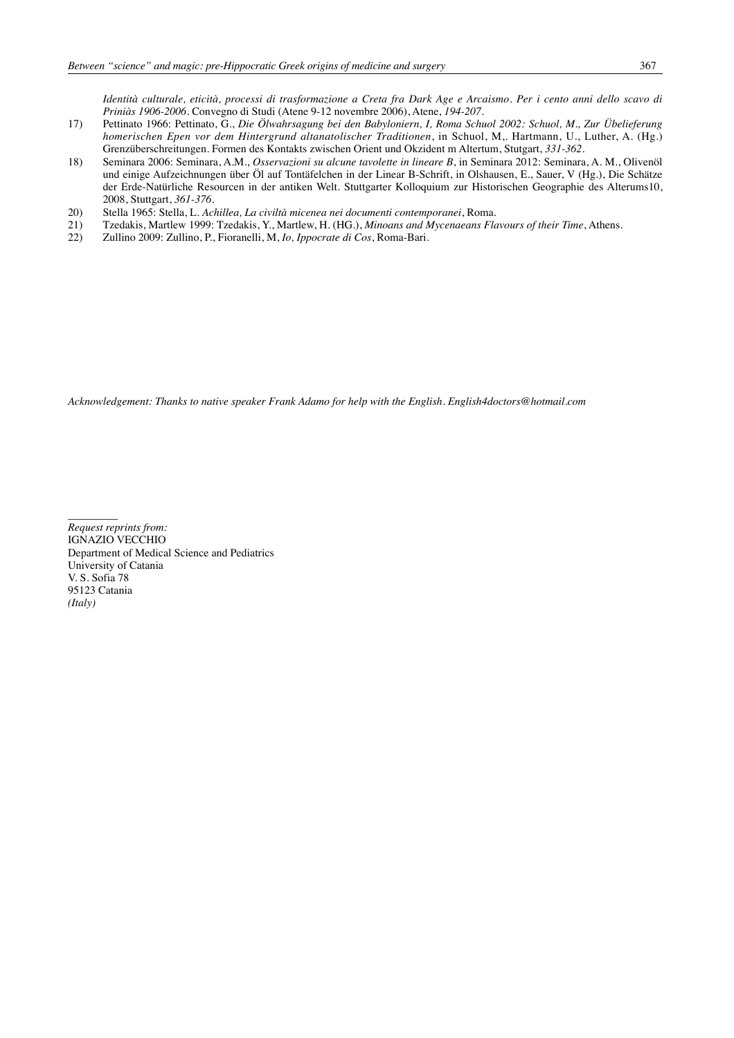*Identità culturale, eticità, processi di trasformazione a Creta fra Dark Age e Arcaismo. Per i cento anni dello scavo di Priniàs 1906-2006*. Convegno di Studi (Atene 9-12 novembre 2006), Atene, *194-207*.

17) Pettinato 1966: Pettinato, G., *Die Ölwahrsagung bei den Babyloniern, I, Roma Schuol 2002: Schuol, M., Zur Übelieferung homerischen Epen vor dem Hintergrund altanatolischer Traditionen*, in Schuol, M,. Hartmann, U., Luther, A. (Hg.) Grenzüberschreitungen. Formen des Kontakts zwischen Orient und Okzident m Altertum, Stutgart, *331-362*.

18) Seminara 2006: Seminara, A.M., *Osservazioni su alcune tavolette in lineare B*, in Seminara 2012: Seminara, A. M., Olivenöl und einige Aufzeichnungen über Öl auf Tontäfelchen in der Linear B-Schrift, in Olshausen, E., Sauer, V (Hg.), Die Schätze der Erde-Natürliche Resourcen in der antiken Welt. Stuttgarter Kolloquium zur Historischen Geographie des Alterums10, 2008, Stuttgart, *361-376*.

20) Stella 1965: Stella, L. *Achillea, La civiltà micenea nei documenti contemporanei*, Roma.

21) Tzedakis, Martlew 1999: Tzedakis, Y., Martlew, H. (HG.), *Minoans and Mycenaeans Flavours of their Time*, Athens.

22) Zullino 2009: Zullino, P., Fioranelli, M, *Io, Ippocrate di Cos*, Roma-Bari.

*Acknowledgement: Thanks to native speaker Frank Adamo for help with the English. English4doctors@hotmail.com*

*Request reprints from:*
IGNAZIO VECCHIO
Department of Medical Science and Pediatrics
University of Catania
V. S. Sofia 78
95123 Catania
*(Italy)*